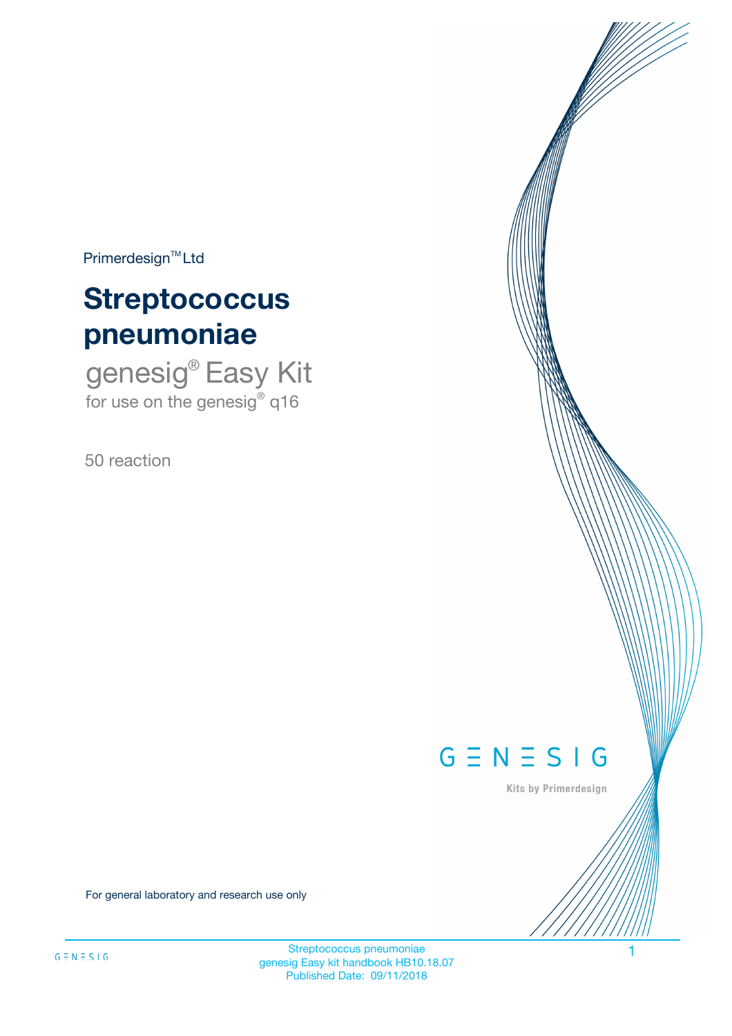Primerdesign™ Ltd

# Streptococcus pneumoniae

## genesig® Easy Kit

for use on the genesig® q16

50 reaction

GENESIG

Kits by Primerdesign

For general laboratory and research use only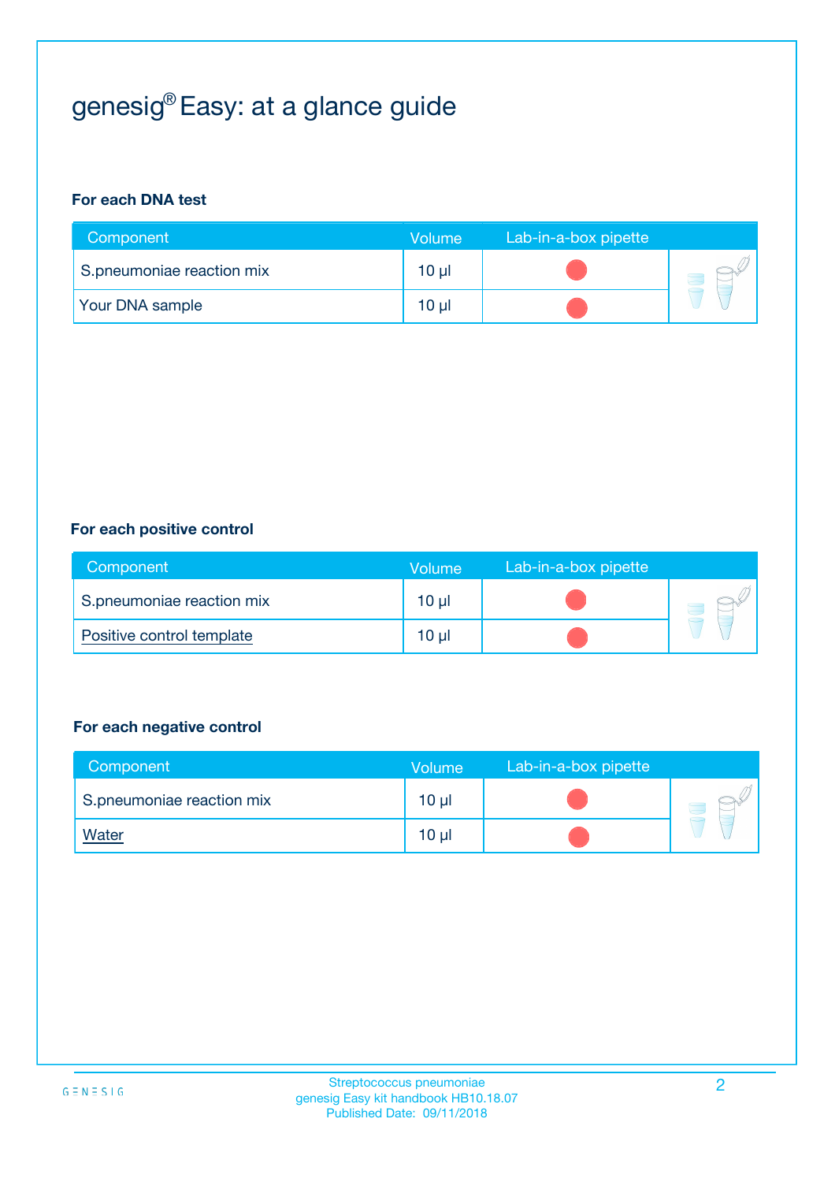# genesig® Easy: at a glance guide

**For each DNA test**

| Component | Volume | Lab-in-a-box pipette | |
|---|---|---|---|
| S.pneumoniae reaction mix | 10 µl | ● | |
| Your DNA sample | 10 µl | ● | |

**For each positive control**

| Component | Volume | Lab-in-a-box pipette | |
|---|---|---|---|
| S.pneumoniae reaction mix | 10 µl | ● | |
| Positive control template | 10 µl | ● | |

**For each negative control**

| Component | Volume | Lab-in-a-box pipette | |
|---|---|---|---|
| S.pneumoniae reaction mix | 10 µl | ● | |
| Water | 10 µl | ● | |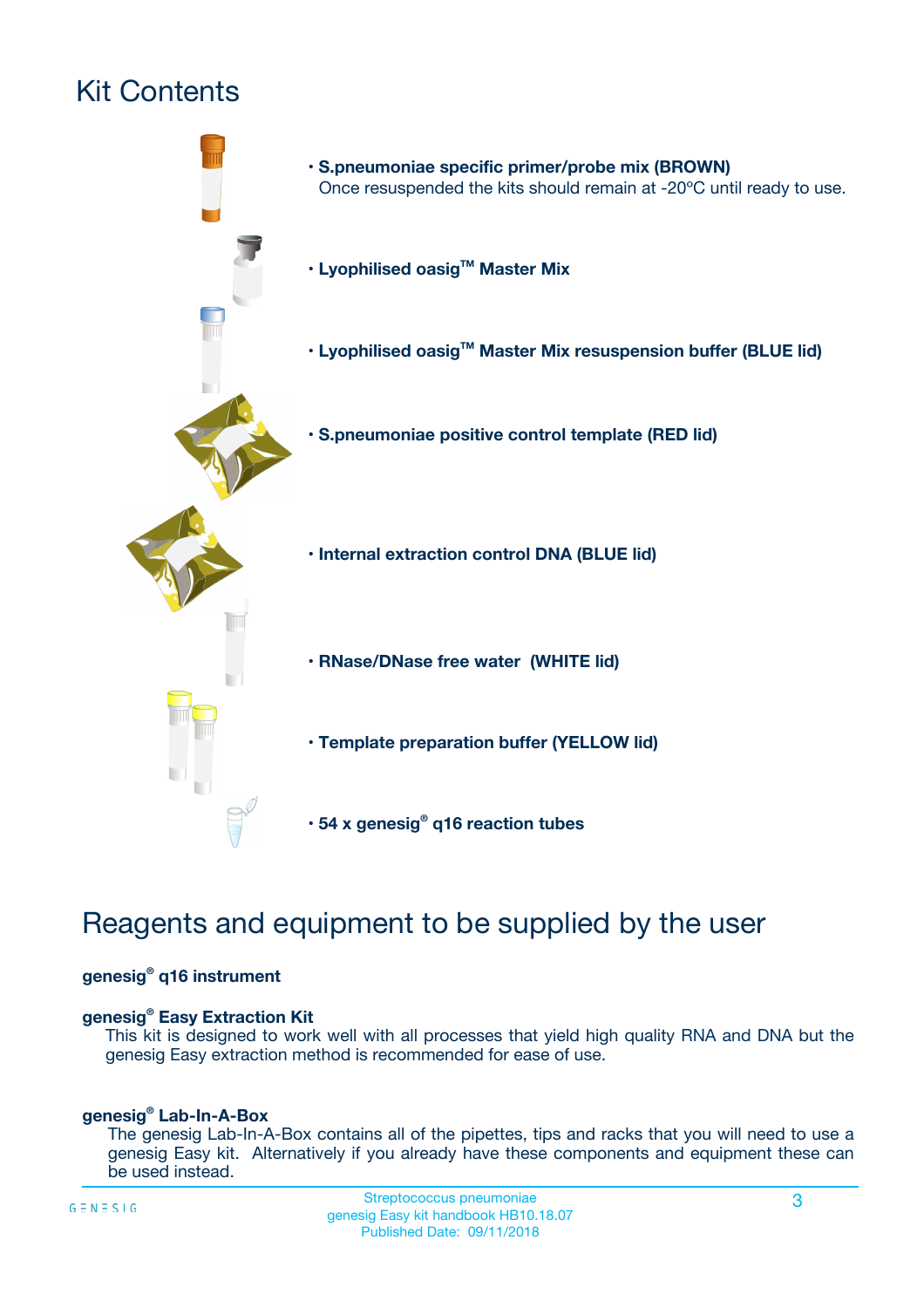# Kit Contents

- **S.pneumoniae specific primer/probe mix (BROWN)**
  Once resuspended the kits should remain at -20ºC until ready to use.
- **Lyophilised oasig™ Master Mix**
- **Lyophilised oasig™ Master Mix resuspension buffer (BLUE lid)**
- **S.pneumoniae positive control template (RED lid)**
- **Internal extraction control DNA (BLUE lid)**
- **RNase/DNase free water (WHITE lid)**
- **Template preparation buffer (YELLOW lid)**
- **54 x genesig® q16 reaction tubes**

# Reagents and equipment to be supplied by the user

**genesig® q16 instrument**

**genesig® Easy Extraction Kit**

This kit is designed to work well with all processes that yield high quality RNA and DNA but the genesig Easy extraction method is recommended for ease of use.

**genesig® Lab-In-A-Box**

The genesig Lab-In-A-Box contains all of the pipettes, tips and racks that you will need to use a genesig Easy kit. Alternatively if you already have these components and equipment these can be used instead.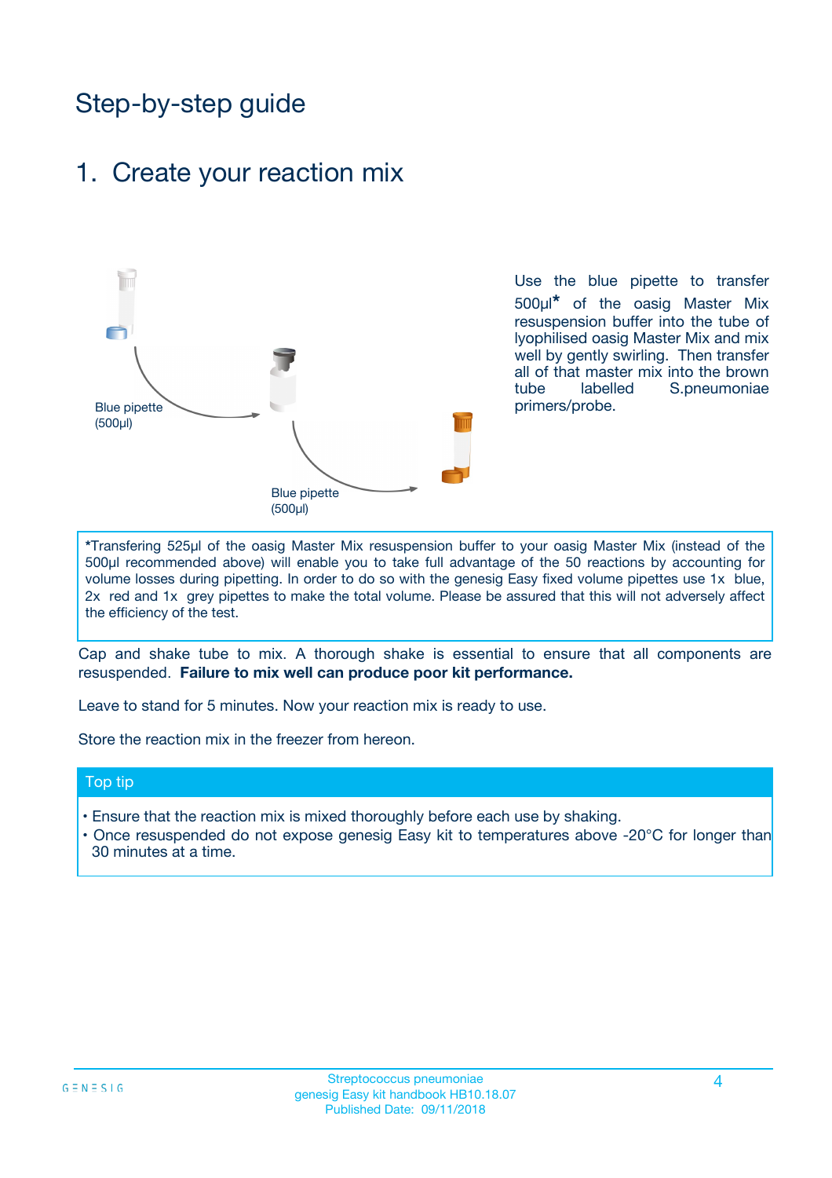# Step-by-step guide

## 1. Create your reaction mix

Blue pipette (500µl)

Blue pipette (500µl)

Use the blue pipette to transfer 500µl* of the oasig Master Mix resuspension buffer into the tube of lyophilised oasig Master Mix and mix well by gently swirling. Then transfer all of that master mix into the brown tube labelled S.pneumoniae primers/probe.

*Transfering 525µl of the oasig Master Mix resuspension buffer to your oasig Master Mix (instead of the 500µl recommended above) will enable you to take full advantage of the 50 reactions by accounting for volume losses during pipetting. In order to do so with the genesig Easy fixed volume pipettes use 1x blue, 2x red and 1x grey pipettes to make the total volume. Please be assured that this will not adversely affect the efficiency of the test.

Cap and shake tube to mix. A thorough shake is essential to ensure that all components are resuspended. **Failure to mix well can produce poor kit performance.**

Leave to stand for 5 minutes. Now your reaction mix is ready to use.

Store the reaction mix in the freezer from hereon.

### Top tip

- Ensure that the reaction mix is mixed thoroughly before each use by shaking.
- Once resuspended do not expose genesig Easy kit to temperatures above -20°C for longer than 30 minutes at a time.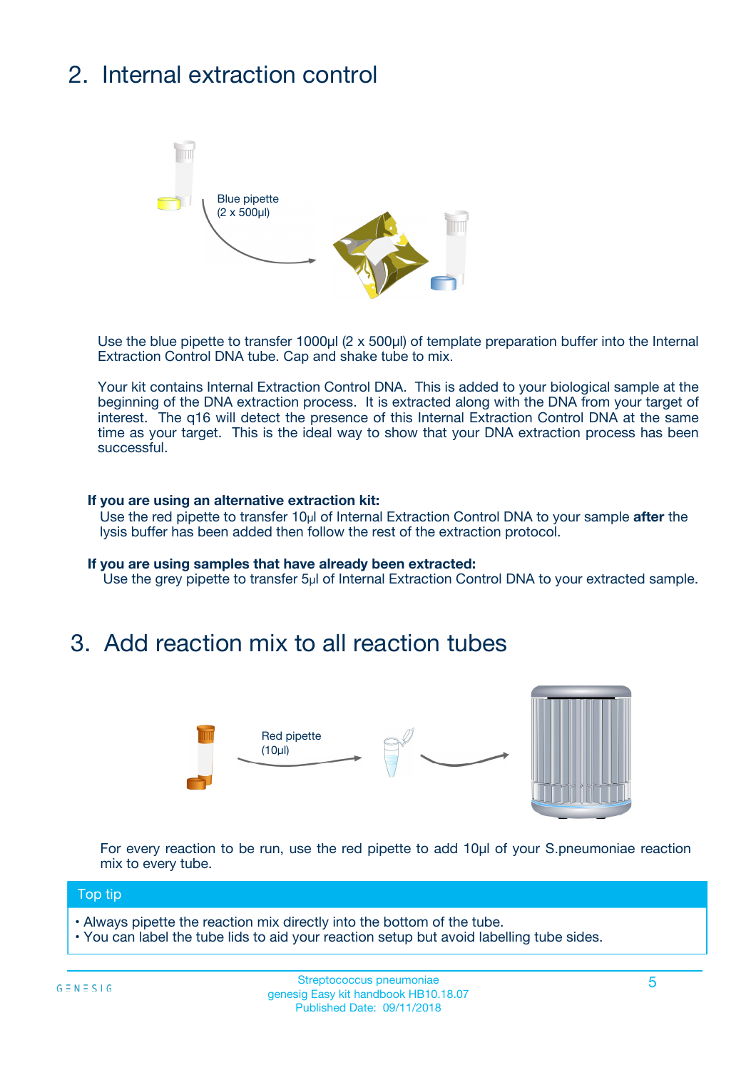## 2. Internal extraction control

Blue pipette
(2 x 500µl)

Use the blue pipette to transfer 1000µl (2 x 500µl) of template preparation buffer into the Internal Extraction Control DNA tube. Cap and shake tube to mix.

Your kit contains Internal Extraction Control DNA. This is added to your biological sample at the beginning of the DNA extraction process. It is extracted along with the DNA from your target of interest. The q16 will detect the presence of this Internal Extraction Control DNA at the same time as your target. This is the ideal way to show that your DNA extraction process has been successful.

**If you are using an alternative extraction kit:**
Use the red pipette to transfer 10µl of Internal Extraction Control DNA to your sample **after** the lysis buffer has been added then follow the rest of the extraction protocol.

**If you are using samples that have already been extracted:**
Use the grey pipette to transfer 5µl of Internal Extraction Control DNA to your extracted sample.

## 3. Add reaction mix to all reaction tubes

Red pipette
(10µl)

For every reaction to be run, use the red pipette to add 10µl of your S.pneumoniae reaction mix to every tube.

**Top tip**

- Always pipette the reaction mix directly into the bottom of the tube.
- You can label the tube lids to aid your reaction setup but avoid labelling tube sides.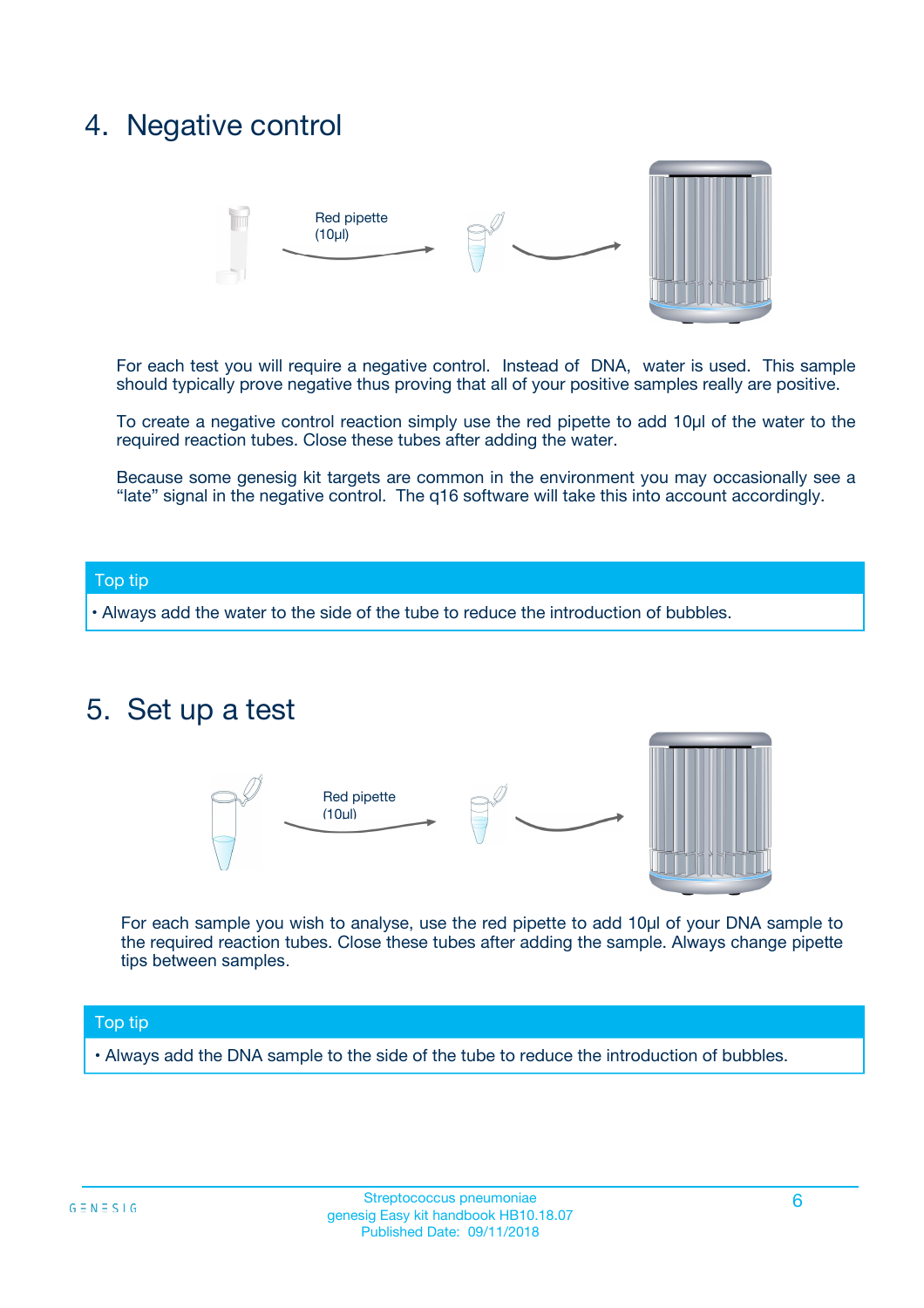# 4. Negative control

Red pipette (10µl)

For each test you will require a negative control. Instead of DNA, water is used. This sample should typically prove negative thus proving that all of your positive samples really are positive.

To create a negative control reaction simply use the red pipette to add 10µl of the water to the required reaction tubes. Close these tubes after adding the water.

Because some genesig kit targets are common in the environment you may occasionally see a "late" signal in the negative control. The q16 software will take this into account accordingly.

**Top tip**

- Always add the water to the side of the tube to reduce the introduction of bubbles.

# 5. Set up a test

Red pipette (10µl)

For each sample you wish to analyse, use the red pipette to add 10µl of your DNA sample to the required reaction tubes. Close these tubes after adding the sample. Always change pipette tips between samples.

**Top tip**

- Always add the DNA sample to the side of the tube to reduce the introduction of bubbles.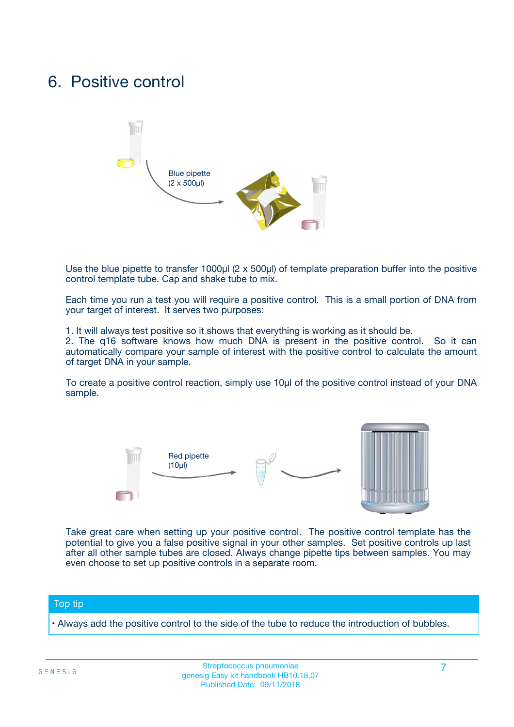# 6. Positive control

Blue pipette
(2 x 500µl)

Use the blue pipette to transfer 1000µl (2 x 500µl) of template preparation buffer into the positive control template tube. Cap and shake tube to mix.

Each time you run a test you will require a positive control. This is a small portion of DNA from your target of interest. It serves two purposes:

1. It will always test positive so it shows that everything is working as it should be.
2. The q16 software knows how much DNA is present in the positive control. So it can automatically compare your sample of interest with the positive control to calculate the amount of target DNA in your sample.

To create a positive control reaction, simply use 10µl of the positive control instead of your DNA sample.

Red pipette
(10µl)

Take great care when setting up your positive control. The positive control template has the potential to give you a false positive signal in your other samples. Set positive controls up last after all other sample tubes are closed. Always change pipette tips between samples. You may even choose to set up positive controls in a separate room.

## Top tip

• Always add the positive control to the side of the tube to reduce the introduction of bubbles.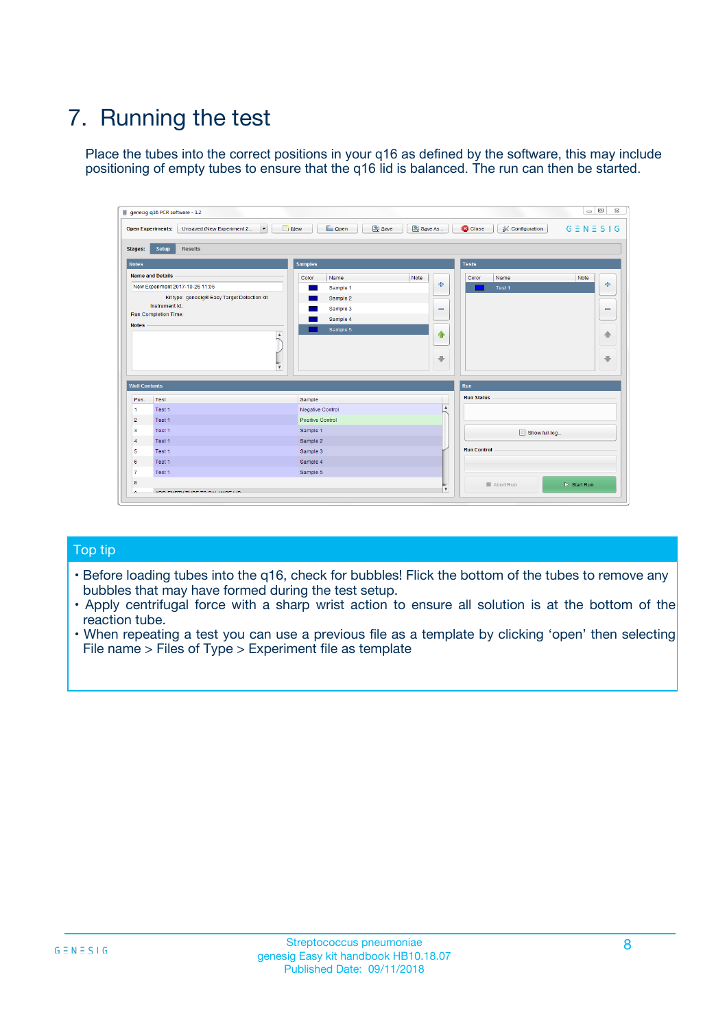# 7. Running the test

Place the tubes into the correct positions in your q16 as defined by the software, this may include positioning of empty tubes to ensure that the q16 lid is balanced. The run can then be started.

## Top tip

- Before loading tubes into the q16, check for bubbles! Flick the bottom of the tubes to remove any bubbles that may have formed during the test setup.
- Apply centrifugal force with a sharp wrist action to ensure all solution is at the bottom of the reaction tube.
- When repeating a test you can use a previous file as a template by clicking 'open' then selecting File name > Files of Type > Experiment file as template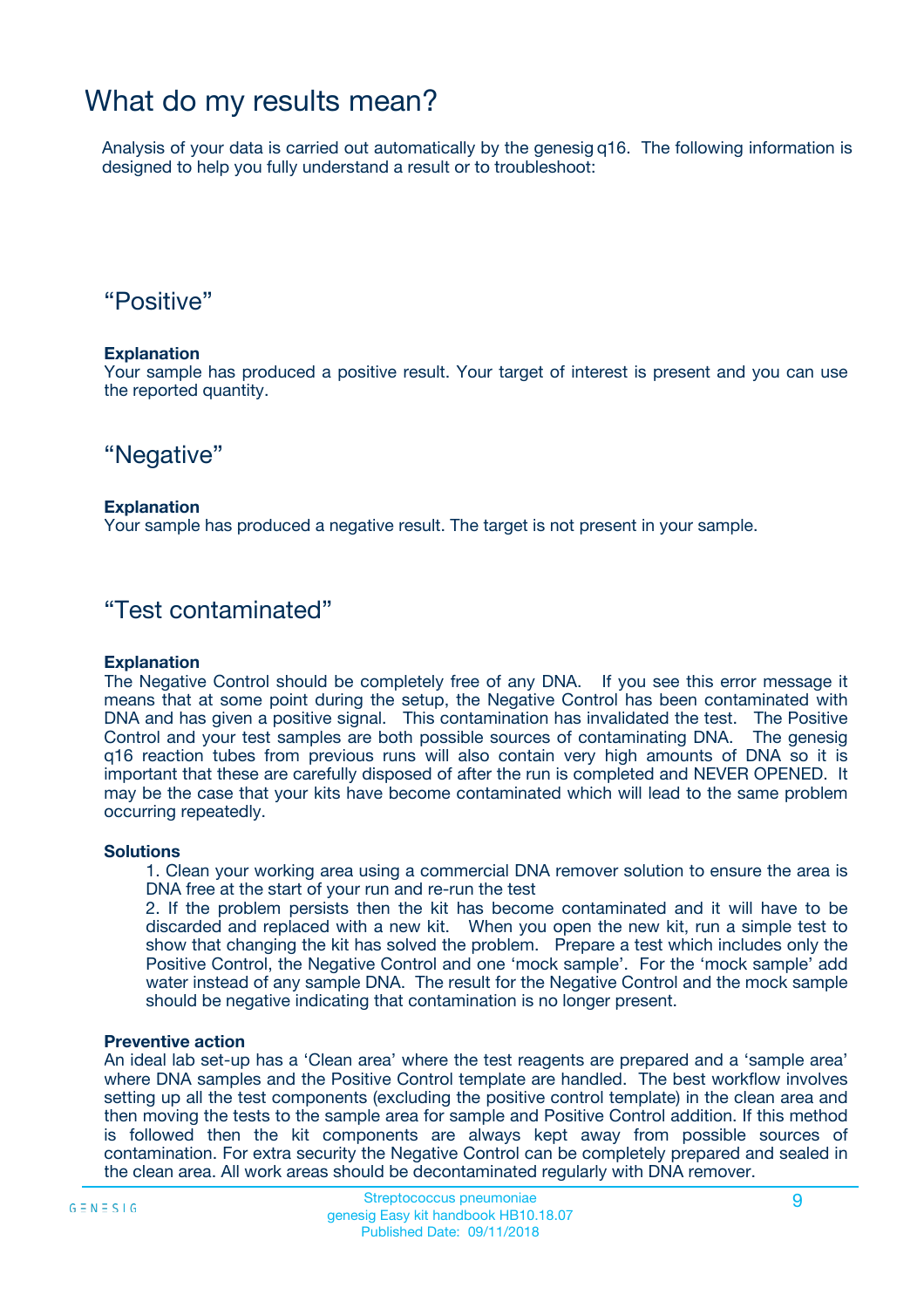# What do my results mean?

Analysis of your data is carried out automatically by the genesig q16. The following information is designed to help you fully understand a result or to troubleshoot:

## “Positive”

**Explanation**
Your sample has produced a positive result. Your target of interest is present and you can use the reported quantity.

## “Negative”

**Explanation**
Your sample has produced a negative result. The target is not present in your sample.

## “Test contaminated”

**Explanation**
The Negative Control should be completely free of any DNA. If you see this error message it means that at some point during the setup, the Negative Control has been contaminated with DNA and has given a positive signal. This contamination has invalidated the test. The Positive Control and your test samples are both possible sources of contaminating DNA. The genesig q16 reaction tubes from previous runs will also contain very high amounts of DNA so it is important that these are carefully disposed of after the run is completed and NEVER OPENED. It may be the case that your kits have become contaminated which will lead to the same problem occurring repeatedly.

**Solutions**

1. Clean your working area using a commercial DNA remover solution to ensure the area is DNA free at the start of your run and re-run the test
2. If the problem persists then the kit has become contaminated and it will have to be discarded and replaced with a new kit. When you open the new kit, run a simple test to show that changing the kit has solved the problem. Prepare a test which includes only the Positive Control, the Negative Control and one ‘mock sample’. For the ‘mock sample’ add water instead of any sample DNA. The result for the Negative Control and the mock sample should be negative indicating that contamination is no longer present.

**Preventive action**
An ideal lab set-up has a ‘Clean area’ where the test reagents are prepared and a ‘sample area’ where DNA samples and the Positive Control template are handled. The best workflow involves setting up all the test components (excluding the positive control template) in the clean area and then moving the tests to the sample area for sample and Positive Control addition. If this method is followed then the kit components are always kept away from possible sources of contamination. For extra security the Negative Control can be completely prepared and sealed in the clean area. All work areas should be decontaminated regularly with DNA remover.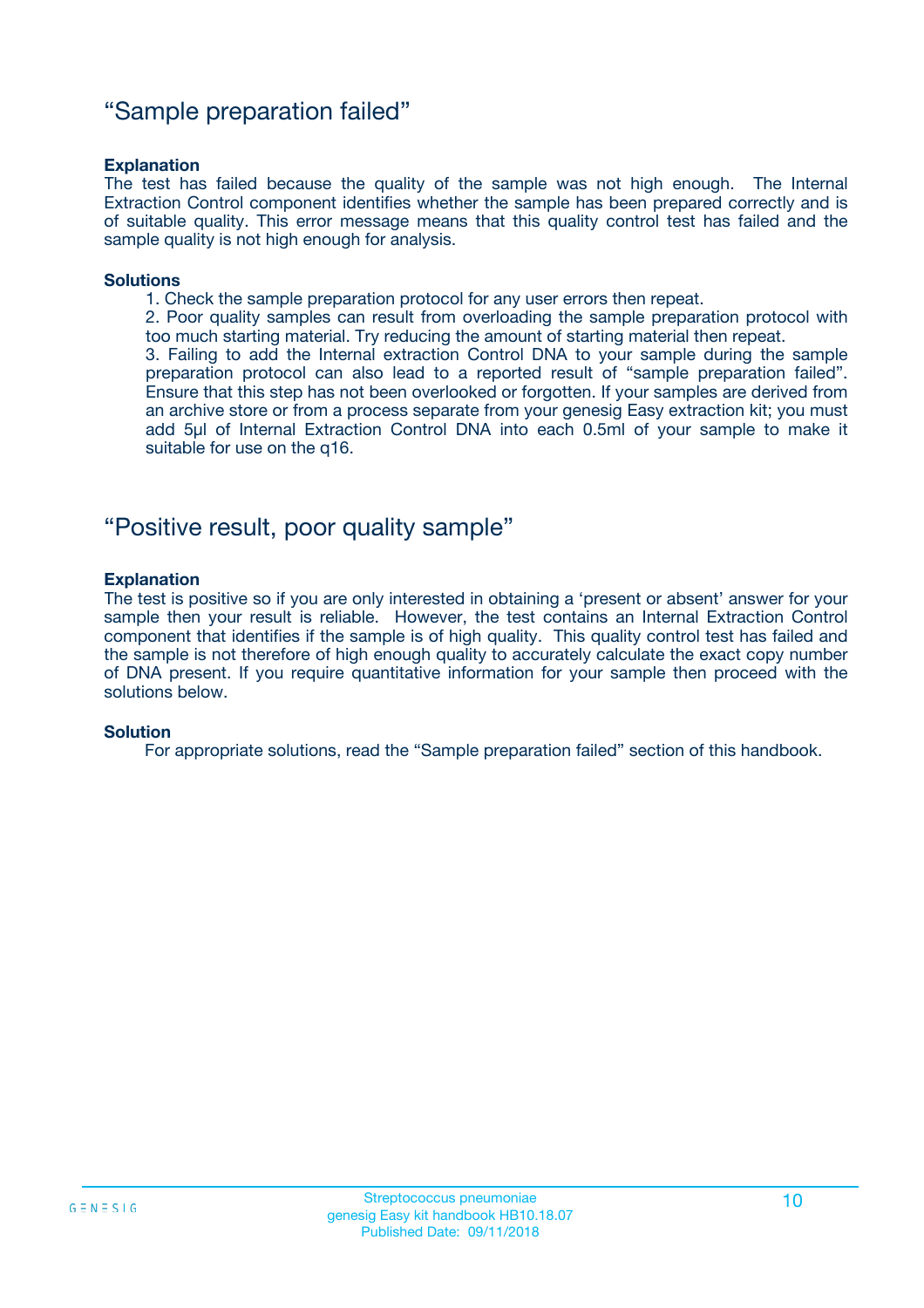## “Sample preparation failed”

**Explanation**

The test has failed because the quality of the sample was not high enough. The Internal Extraction Control component identifies whether the sample has been prepared correctly and is of suitable quality. This error message means that this quality control test has failed and the sample quality is not high enough for analysis.

**Solutions**

1. Check the sample preparation protocol for any user errors then repeat.
2. Poor quality samples can result from overloading the sample preparation protocol with too much starting material. Try reducing the amount of starting material then repeat.
3. Failing to add the Internal extraction Control DNA to your sample during the sample preparation protocol can also lead to a reported result of “sample preparation failed”. Ensure that this step has not been overlooked or forgotten. If your samples are derived from an archive store or from a process separate from your genesig Easy extraction kit; you must add 5µl of Internal Extraction Control DNA into each 0.5ml of your sample to make it suitable for use on the q16.

## “Positive result, poor quality sample”

**Explanation**

The test is positive so if you are only interested in obtaining a ‘present or absent’ answer for your sample then your result is reliable. However, the test contains an Internal Extraction Control component that identifies if the sample is of high quality. This quality control test has failed and the sample is not therefore of high enough quality to accurately calculate the exact copy number of DNA present. If you require quantitative information for your sample then proceed with the solutions below.

**Solution**

For appropriate solutions, read the “Sample preparation failed” section of this handbook.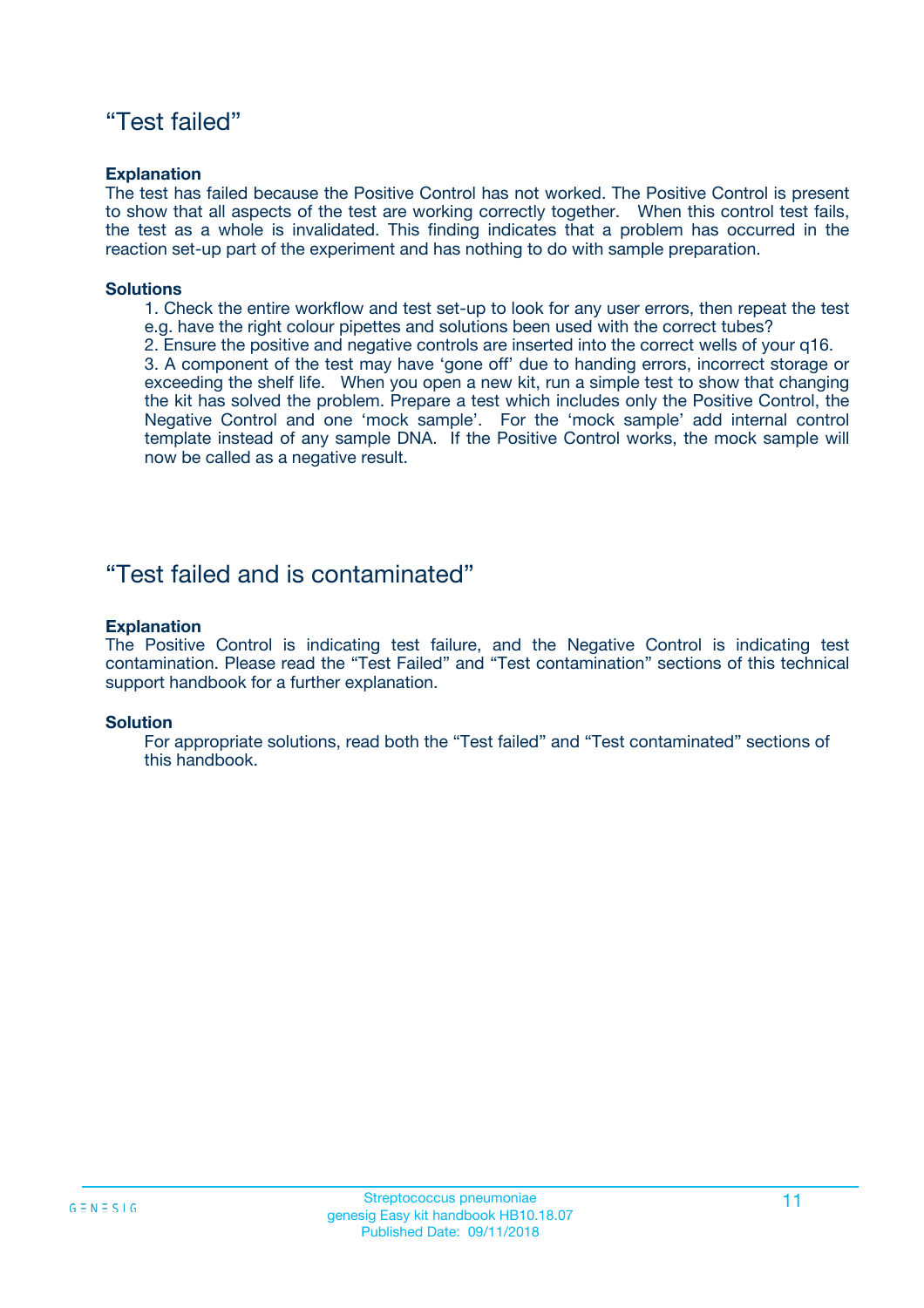## “Test failed”

**Explanation**
The test has failed because the Positive Control has not worked. The Positive Control is present to show that all aspects of the test are working correctly together. When this control test fails, the test as a whole is invalidated. This finding indicates that a problem has occurred in the reaction set-up part of the experiment and has nothing to do with sample preparation.

**Solutions**

1. Check the entire workflow and test set-up to look for any user errors, then repeat the test e.g. have the right colour pipettes and solutions been used with the correct tubes?
2. Ensure the positive and negative controls are inserted into the correct wells of your q16.
3. A component of the test may have ‘gone off’ due to handing errors, incorrect storage or exceeding the shelf life. When you open a new kit, run a simple test to show that changing the kit has solved the problem. Prepare a test which includes only the Positive Control, the Negative Control and one ‘mock sample’. For the ‘mock sample’ add internal control template instead of any sample DNA. If the Positive Control works, the mock sample will now be called as a negative result.

## “Test failed and is contaminated”

**Explanation**
The Positive Control is indicating test failure, and the Negative Control is indicating test contamination. Please read the “Test Failed” and “Test contamination” sections of this technical support handbook for a further explanation.

**Solution**
For appropriate solutions, read both the “Test failed” and “Test contaminated” sections of this handbook.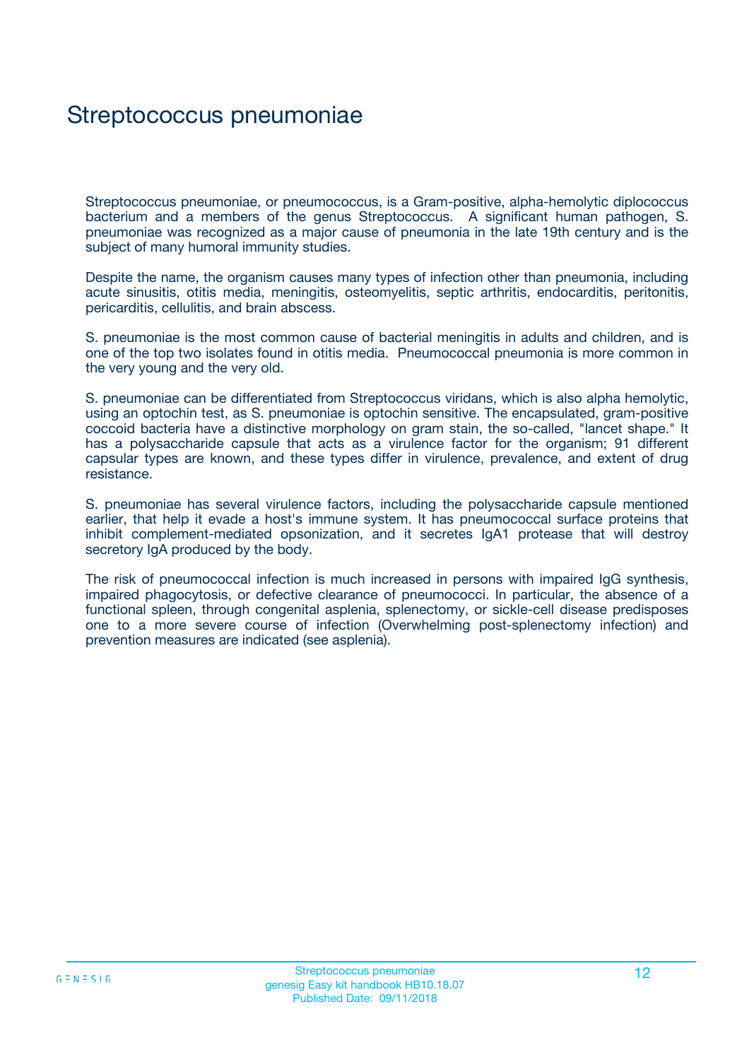# Streptococcus pneumoniae

Streptococcus pneumoniae, or pneumococcus, is a Gram-positive, alpha-hemolytic diplococcus bacterium and a members of the genus Streptococcus. A significant human pathogen, S. pneumoniae was recognized as a major cause of pneumonia in the late 19th century and is the subject of many humoral immunity studies.

Despite the name, the organism causes many types of infection other than pneumonia, including acute sinusitis, otitis media, meningitis, osteomyelitis, septic arthritis, endocarditis, peritonitis, pericarditis, cellulitis, and brain abscess.

S. pneumoniae is the most common cause of bacterial meningitis in adults and children, and is one of the top two isolates found in otitis media. Pneumococcal pneumonia is more common in the very young and the very old.

S. pneumoniae can be differentiated from Streptococcus viridans, which is also alpha hemolytic, using an optochin test, as S. pneumoniae is optochin sensitive. The encapsulated, gram-positive coccoid bacteria have a distinctive morphology on gram stain, the so-called, "lancet shape." It has a polysaccharide capsule that acts as a virulence factor for the organism; 91 different capsular types are known, and these types differ in virulence, prevalence, and extent of drug resistance.

S. pneumoniae has several virulence factors, including the polysaccharide capsule mentioned earlier, that help it evade a host's immune system. It has pneumococcal surface proteins that inhibit complement-mediated opsonization, and it secretes IgA1 protease that will destroy secretory IgA produced by the body.

The risk of pneumococcal infection is much increased in persons with impaired IgG synthesis, impaired phagocytosis, or defective clearance of pneumococci. In particular, the absence of a functional spleen, through congenital asplenia, splenectomy, or sickle-cell disease predisposes one to a more severe course of infection (Overwhelming post-splenectomy infection) and prevention measures are indicated (see asplenia).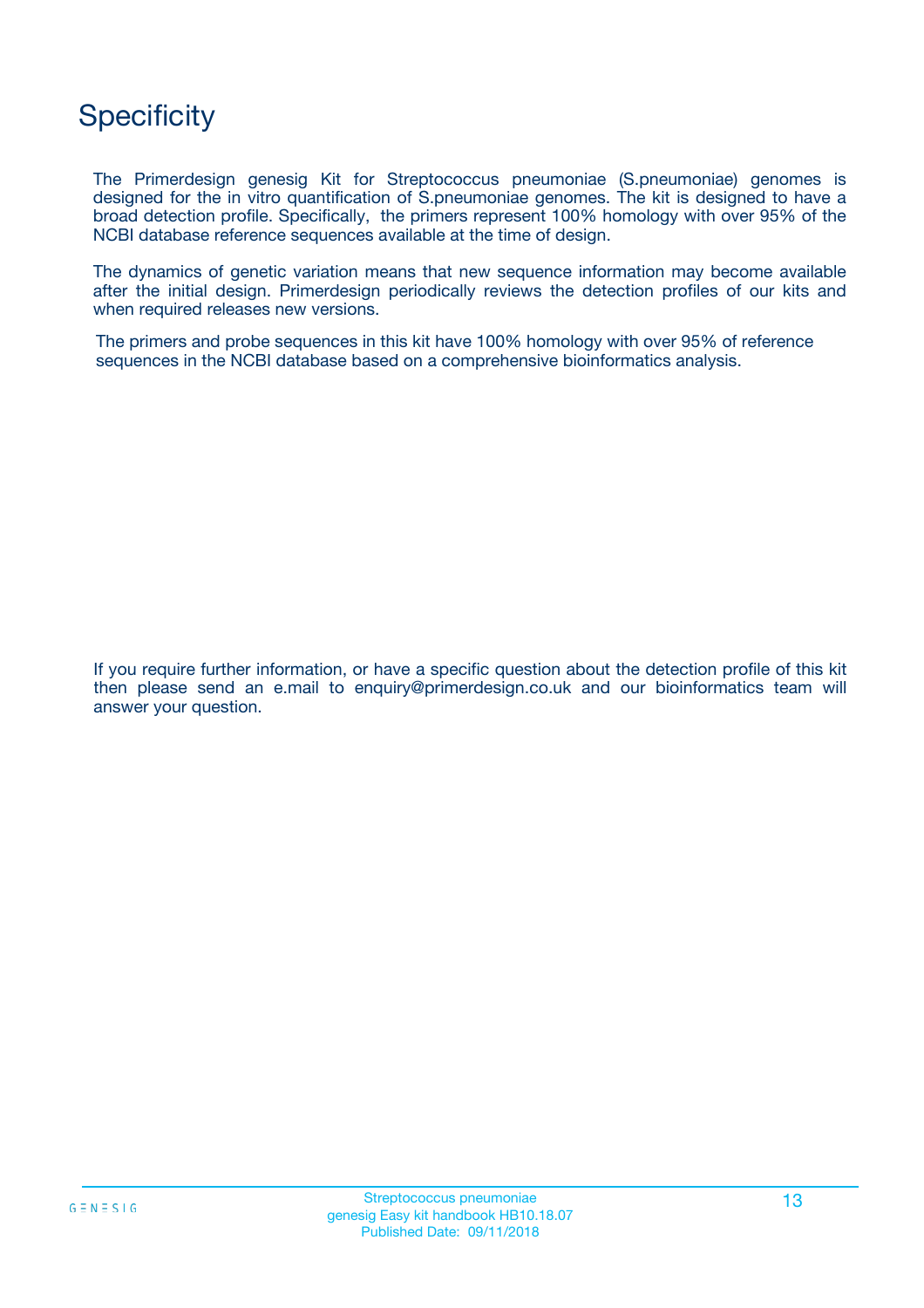# Specificity

The Primerdesign genesig Kit for Streptococcus pneumoniae (S.pneumoniae) genomes is designed for the in vitro quantification of S.pneumoniae genomes. The kit is designed to have a broad detection profile. Specifically, the primers represent 100% homology with over 95% of the NCBI database reference sequences available at the time of design.

The dynamics of genetic variation means that new sequence information may become available after the initial design. Primerdesign periodically reviews the detection profiles of our kits and when required releases new versions.

The primers and probe sequences in this kit have 100% homology with over 95% of reference sequences in the NCBI database based on a comprehensive bioinformatics analysis.

If you require further information, or have a specific question about the detection profile of this kit then please send an e.mail to enquiry@primerdesign.co.uk and our bioinformatics team will answer your question.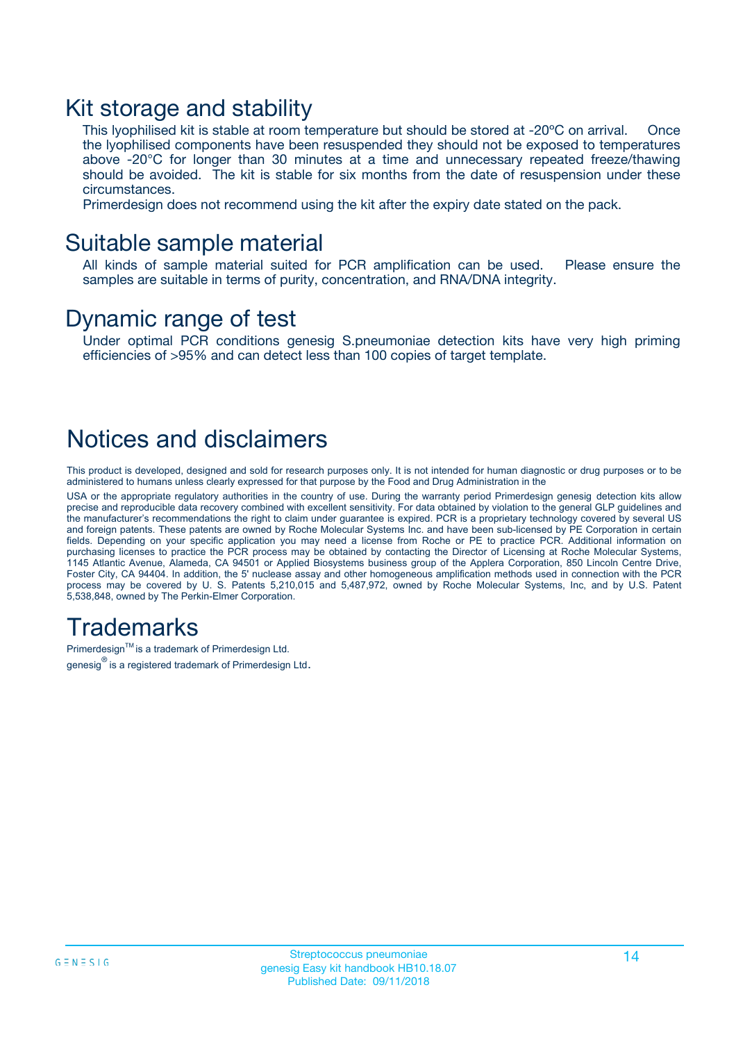## Kit storage and stability

This lyophilised kit is stable at room temperature but should be stored at -20ºC on arrival. Once the lyophilised components have been resuspended they should not be exposed to temperatures above -20°C for longer than 30 minutes at a time and unnecessary repeated freeze/thawing should be avoided. The kit is stable for six months from the date of resuspension under these circumstances.

Primerdesign does not recommend using the kit after the expiry date stated on the pack.

## Suitable sample material

All kinds of sample material suited for PCR amplification can be used. Please ensure the samples are suitable in terms of purity, concentration, and RNA/DNA integrity.

## Dynamic range of test

Under optimal PCR conditions genesig S.pneumoniae detection kits have very high priming efficiencies of >95% and can detect less than 100 copies of target template.

# Notices and disclaimers

This product is developed, designed and sold for research purposes only. It is not intended for human diagnostic or drug purposes or to be administered to humans unless clearly expressed for that purpose by the Food and Drug Administration in the

USA or the appropriate regulatory authorities in the country of use. During the warranty period Primerdesign genesig detection kits allow precise and reproducible data recovery combined with excellent sensitivity. For data obtained by violation to the general GLP guidelines and the manufacturer's recommendations the right to claim under guarantee is expired. PCR is a proprietary technology covered by several US and foreign patents. These patents are owned by Roche Molecular Systems Inc. and have been sub-licensed by PE Corporation in certain fields. Depending on your specific application you may need a license from Roche or PE to practice PCR. Additional information on purchasing licenses to practice the PCR process may be obtained by contacting the Director of Licensing at Roche Molecular Systems, 1145 Atlantic Avenue, Alameda, CA 94501 or Applied Biosystems business group of the Applera Corporation, 850 Lincoln Centre Drive, Foster City, CA 94404. In addition, the 5' nuclease assay and other homogeneous amplification methods used in connection with the PCR process may be covered by U. S. Patents 5,210,015 and 5,487,972, owned by Roche Molecular Systems, Inc, and by U.S. Patent 5,538,848, owned by The Perkin-Elmer Corporation.

# Trademarks

Primerdesign™ is a trademark of Primerdesign Ltd.

genesig® is a registered trademark of Primerdesign Ltd.